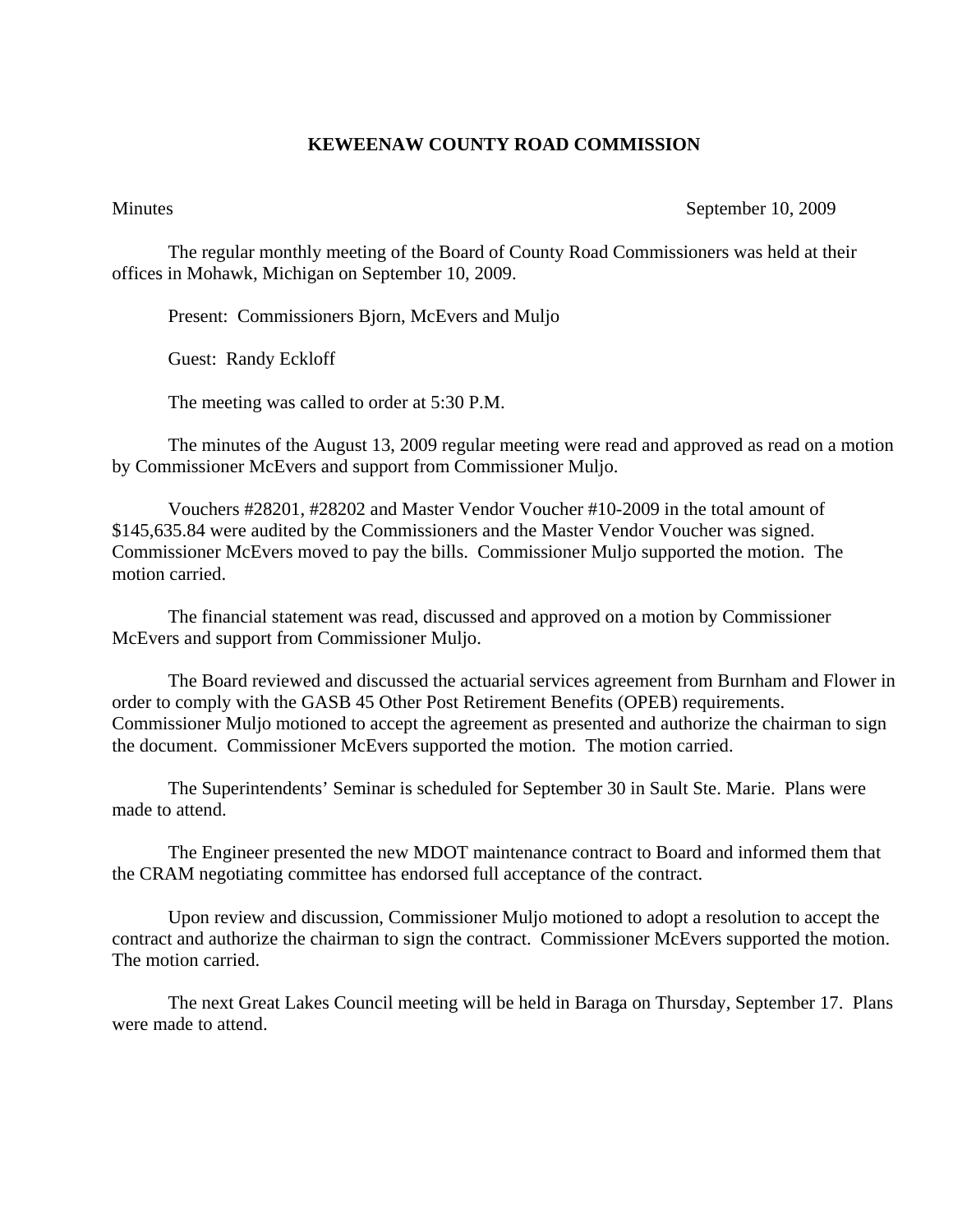# KEWEENAW COUNTY ROAD COMMISSION

Minutes September 10, 2009

The regular monthly meeting of the Board of County Road Commissioners was held at their offices in Mohawk, Michigan on September 10, 2009.

Present: Commissioners Bjorn, McEvers and Muljo

Guest: Randy Eckloff

The meeting was called to order at 5:30 P.M.

The minutes of the August 13, 2009 regular meeting were read and approved as read on a motion by Commissioner McEvers and support from Commissioner Muljo.

Vouchers #28201, #28202 and Master Vendor Voucher #10-2009 in the total amount of $145,635.84 were audited by the Commissioners and the Master Vendor Voucher was signed. Commissioner McEvers moved to pay the bills. Commissioner Muljo supported the motion. The motion carried.

The financial statement was read, discussed and approved on a motion by Commissioner McEvers and support from Commissioner Muljo.

The Board reviewed and discussed the actuarial services agreement from Burnham and Flower in order to comply with the GASB 45 Other Post Retirement Benefits (OPEB) requirements. Commissioner Muljo motioned to accept the agreement as presented and authorize the chairman to sign the document. Commissioner McEvers supported the motion. The motion carried.

The Superintendents' Seminar is scheduled for September 30 in Sault Ste. Marie. Plans were made to attend.

The Engineer presented the new MDOT maintenance contract to Board and informed them that the CRAM negotiating committee has endorsed full acceptance of the contract.

Upon review and discussion, Commissioner Muljo motioned to adopt a resolution to accept the contract and authorize the chairman to sign the contract. Commissioner McEvers supported the motion. The motion carried.

The next Great Lakes Council meeting will be held in Baraga on Thursday, September 17. Plans were made to attend.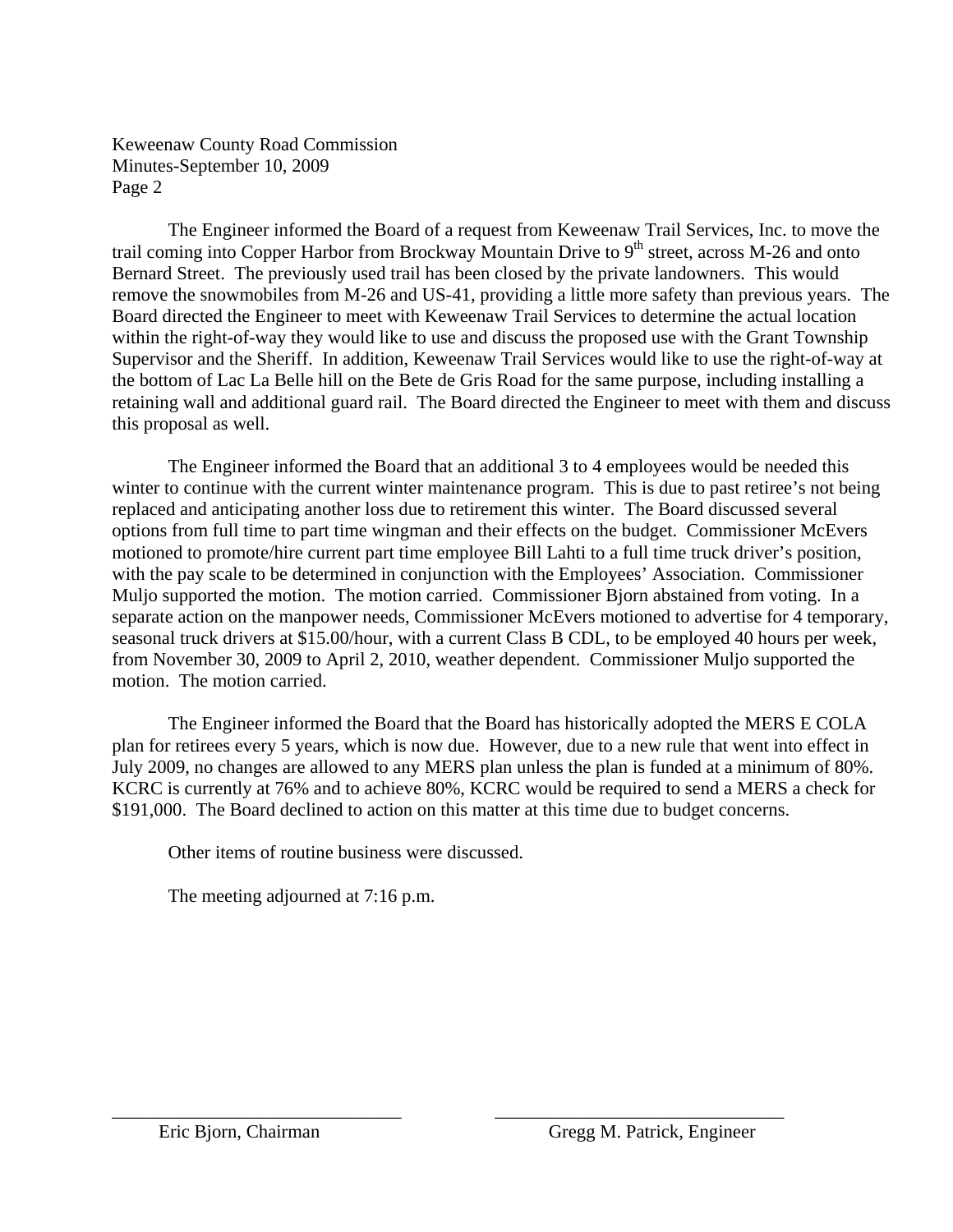The Engineer informed the Board of a request from Keweenaw Trail Services, Inc. to move the trail coming into Copper Harbor from Brockway Mountain Drive to 9th street, across M-26 and onto Bernard Street. The previously used trail has been closed by the private landowners. This would remove the snowmobiles from M-26 and US-41, providing a little more safety than previous years. The Board directed the Engineer to meet with Keweenaw Trail Services to determine the actual location within the right-of-way they would like to use and discuss the proposed use with the Grant Township Supervisor and the Sheriff. In addition, Keweenaw Trail Services would like to use the right-of-way at the bottom of Lac La Belle hill on the Bete de Gris Road for the same purpose, including installing a retaining wall and additional guard rail. The Board directed the Engineer to meet with them and discuss this proposal as well.

The Engineer informed the Board that an additional 3 to 4 employees would be needed this winter to continue with the current winter maintenance program. This is due to past retiree's not being replaced and anticipating another loss due to retirement this winter. The Board discussed several options from full time to part time wingman and their effects on the budget. Commissioner McEvers motioned to promote/hire current part time employee Bill Lahti to a full time truck driver's position, with the pay scale to be determined in conjunction with the Employees' Association. Commissioner Muljo supported the motion. The motion carried. Commissioner Bjorn abstained from voting. In a separate action on the manpower needs, Commissioner McEvers motioned to advertise for 4 temporary, seasonal truck drivers at $15.00/hour, with a current Class B CDL, to be employed 40 hours per week, from November 30, 2009 to April 2, 2010, weather dependent. Commissioner Muljo supported the motion. The motion carried.

The Engineer informed the Board that the Board has historically adopted the MERS E COLA plan for retirees every 5 years, which is now due. However, due to a new rule that went into effect in July 2009, no changes are allowed to any MERS plan unless the plan is funded at a minimum of 80%. KCRC is currently at 76% and to achieve 80%, KCRC would be required to send a MERS a check for $191,000. The Board declined to action on this matter at this time due to budget concerns.

Other items of routine business were discussed.

The meeting adjourned at 7:16 p.m.

\_\_\_\_\_\_\_\_\_\_\_\_\_\_\_\_\_\_\_\_\_\_\_\_\_\_\_\_\_\_
Eric Bjorn, Chairman

\_\_\_\_\_\_\_\_\_\_\_\_\_\_\_\_\_\_\_\_\_\_\_\_\_\_\_\_\_\_
Gregg M. Patrick, Engineer